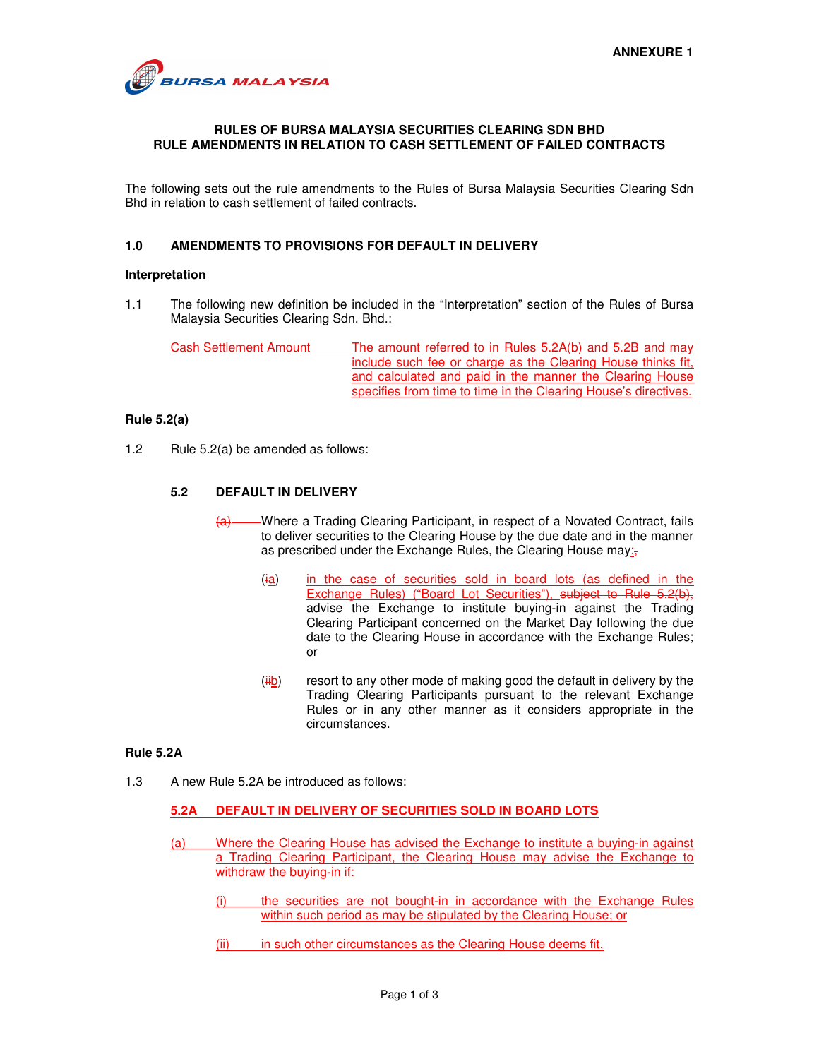ANNEXURE 1

**RULES OF BURSA MALAYSIA SECURITIES CLEARING SDN BHD**
**RULE AMENDMENTS IN RELATION TO CASH SETTLEMENT OF FAILED CONTRACTS**

The following sets out the rule amendments to the Rules of Bursa Malaysia Securities Clearing Sdn Bhd in relation to cash settlement of failed contracts.

## 1.0 AMENDMENTS TO PROVISIONS FOR DEFAULT IN DELIVERY

### Interpretation

1.1 The following new definition be included in the "Interpretation" section of the Rules of Bursa Malaysia Securities Clearing Sdn. Bhd.:

| | |
|---|---|
| Cash Settlement Amount | The amount referred to in Rules 5.2A(b) and 5.2B and may include such fee or charge as the Clearing House thinks fit, and calculated and paid in the manner the Clearing House specifies from time to time in the Clearing House's directives. |

### Rule 5.2(a)

1.2 Rule 5.2(a) be amended as follows:

**5.2 DEFAULT IN DELIVERY**

~~(a)~~ Where a Trading Clearing Participant, in respect of a Novated Contract, fails to deliver securities to the Clearing House by the due date and in the manner as prescribed under the Exchange Rules, the Clearing House may:~~,~~

(~~i~~a) in the case of securities sold in board lots (as defined in the Exchange Rules) ("Board Lot Securities"), ~~subject to Rule 5.2(b),~~ advise the Exchange to institute buying-in against the Trading Clearing Participant concerned on the Market Day following the due date to the Clearing House in accordance with the Exchange Rules; or

(~~ii~~b) resort to any other mode of making good the default in delivery by the Trading Clearing Participants pursuant to the relevant Exchange Rules or in any other manner as it considers appropriate in the circumstances.

### Rule 5.2A

1.3 A new Rule 5.2A be introduced as follows:

**5.2A DEFAULT IN DELIVERY OF SECURITIES SOLD IN BOARD LOTS**

(a) Where the Clearing House has advised the Exchange to institute a buying-in against a Trading Clearing Participant, the Clearing House may advise the Exchange to withdraw the buying-in if:

(i) the securities are not bought-in in accordance with the Exchange Rules within such period as may be stipulated by the Clearing House; or

(ii) in such other circumstances as the Clearing House deems fit.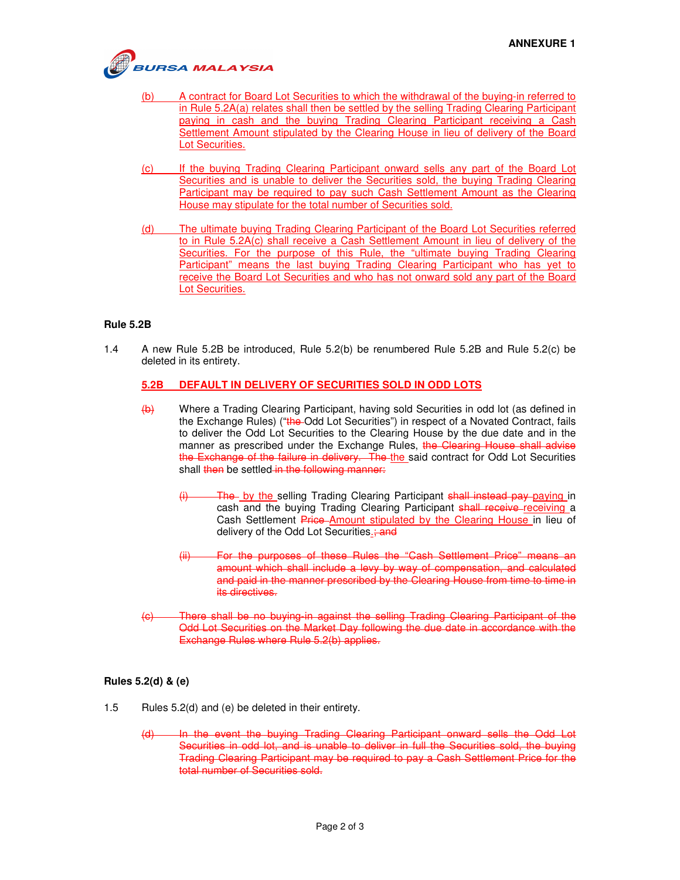(b) A contract for Board Lot Securities to which the withdrawal of the buying-in referred to in Rule 5.2A(a) relates shall then be settled by the selling Trading Clearing Participant paying in cash and the buying Trading Clearing Participant receiving a Cash Settlement Amount stipulated by the Clearing House in lieu of delivery of the Board Lot Securities.

(c) If the buying Trading Clearing Participant onward sells any part of the Board Lot Securities and is unable to deliver the Securities sold, the buying Trading Clearing Participant may be required to pay such Cash Settlement Amount as the Clearing House may stipulate for the total number of Securities sold.

(d) The ultimate buying Trading Clearing Participant of the Board Lot Securities referred to in Rule 5.2A(c) shall receive a Cash Settlement Amount in lieu of delivery of the Securities. For the purpose of this Rule, the "ultimate buying Trading Clearing Participant" means the last buying Trading Clearing Participant who has yet to receive the Board Lot Securities and who has not onward sold any part of the Board Lot Securities.

**Rule 5.2B**

1.4 A new Rule 5.2B be introduced, Rule 5.2(b) be renumbered Rule 5.2B and Rule 5.2(c) be deleted in its entirety.

**5.2B DEFAULT IN DELIVERY OF SECURITIES SOLD IN ODD LOTS**

~~(b)~~ Where a Trading Clearing Participant, having sold Securities in odd lot (as defined in the Exchange Rules) ("~~the~~ Odd Lot Securities") in respect of a Novated Contract, fails to deliver the Odd Lot Securities to the Clearing House by the due date and in the manner as prescribed under the Exchange Rules, ~~the Clearing House shall advise the Exchange of the failure in delivery. The~~ the said contract for Odd Lot Securities shall ~~then~~ be settled ~~in the following manner:~~

~~(i) The~~ by the selling Trading Clearing Participant ~~shall instead pay~~ paying in cash and the buying Trading Clearing Participant ~~shall receive~~ receiving a Cash Settlement ~~Price~~ Amount stipulated by the Clearing House in lieu of delivery of the Odd Lot Securities.~~; and~~

~~(ii) For the purposes of these Rules the "Cash Settlement Price" means an amount which shall include a levy by way of compensation, and calculated and paid in the manner prescribed by the Clearing House from time to time in its directives.~~

~~(c) There shall be no buying-in against the selling Trading Clearing Participant of the Odd Lot Securities on the Market Day following the due date in accordance with the Exchange Rules where Rule 5.2(b) applies.~~

**Rules 5.2(d) & (e)**

1.5 Rules 5.2(d) and (e) be deleted in their entirety.

~~(d) In the event the buying Trading Clearing Participant onward sells the Odd Lot Securities in odd lot, and is unable to deliver in full the Securities sold, the buying Trading Clearing Participant may be required to pay a Cash Settlement Price for the total number of Securities sold.~~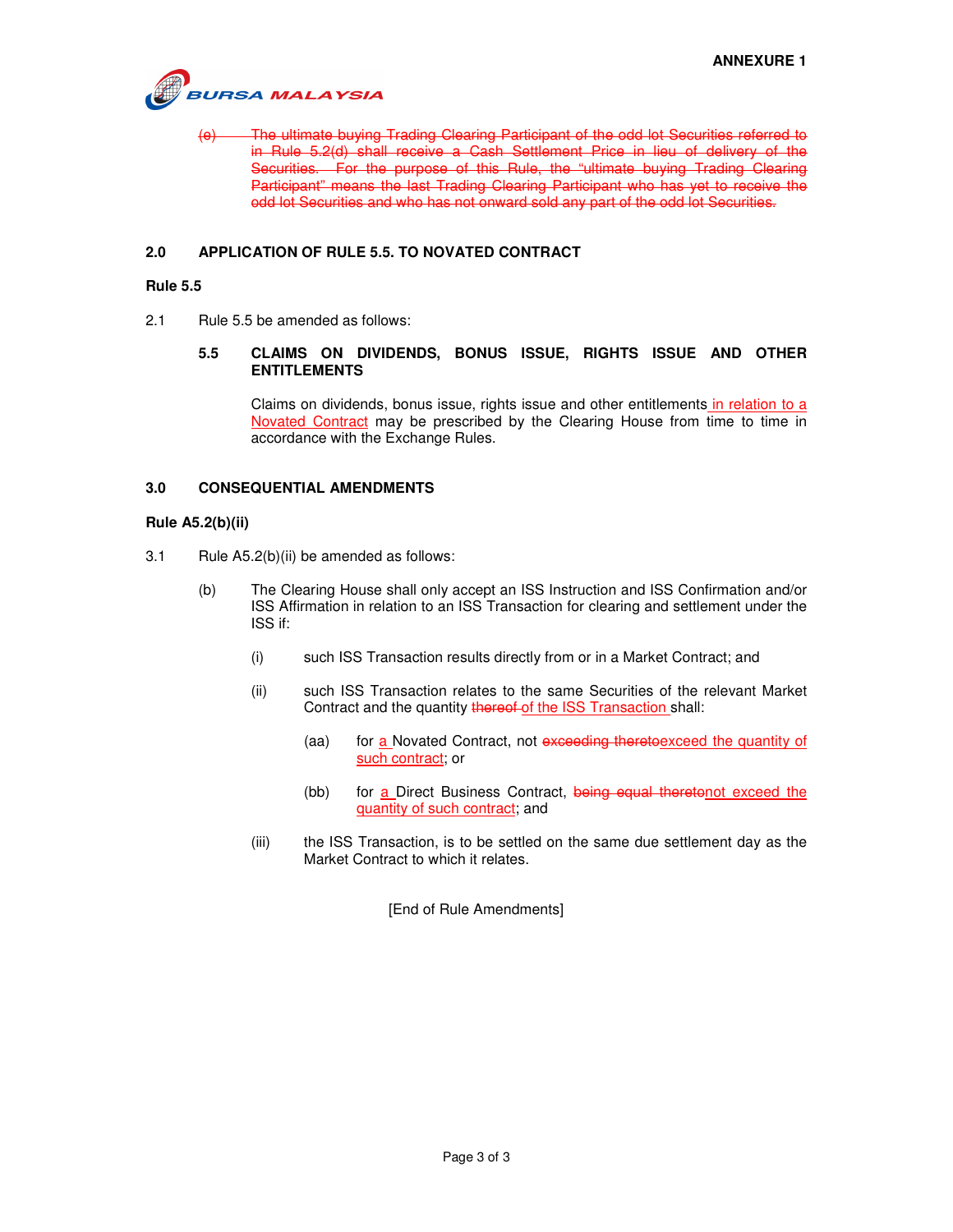ANNEXURE 1

~~(e) The ultimate buying Trading Clearing Participant of the odd lot Securities referred to in Rule 5.2(d) shall receive a Cash Settlement Price in lieu of delivery of the Securities. For the purpose of this Rule, the "ultimate buying Trading Clearing Participant" means the last Trading Clearing Participant who has yet to receive the odd lot Securities and who has not onward sold any part of the odd lot Securities.~~

**2.0 APPLICATION OF RULE 5.5. TO NOVATED CONTRACT**

**Rule 5.5**

2.1 Rule 5.5 be amended as follows:

**5.5 CLAIMS ON DIVIDENDS, BONUS ISSUE, RIGHTS ISSUE AND OTHER ENTITLEMENTS**

Claims on dividends, bonus issue, rights issue and other entitlements in relation to a Novated Contract may be prescribed by the Clearing House from time to time in accordance with the Exchange Rules.

**3.0 CONSEQUENTIAL AMENDMENTS**

**Rule A5.2(b)(ii)**

3.1 Rule A5.2(b)(ii) be amended as follows:

(b) The Clearing House shall only accept an ISS Instruction and ISS Confirmation and/or ISS Affirmation in relation to an ISS Transaction for clearing and settlement under the ISS if:

(i) such ISS Transaction results directly from or in a Market Contract; and

(ii) such ISS Transaction relates to the same Securities of the relevant Market Contract and the quantity ~~thereof~~ of the ISS Transaction shall:

(aa) for a Novated Contract, not ~~exceeding thereto~~exceed the quantity of such contract; or

(bb) for a Direct Business Contract, ~~being equal thereto~~not exceed the quantity of such contract; and

(iii) the ISS Transaction, is to be settled on the same due settlement day as the Market Contract to which it relates.

[End of Rule Amendments]